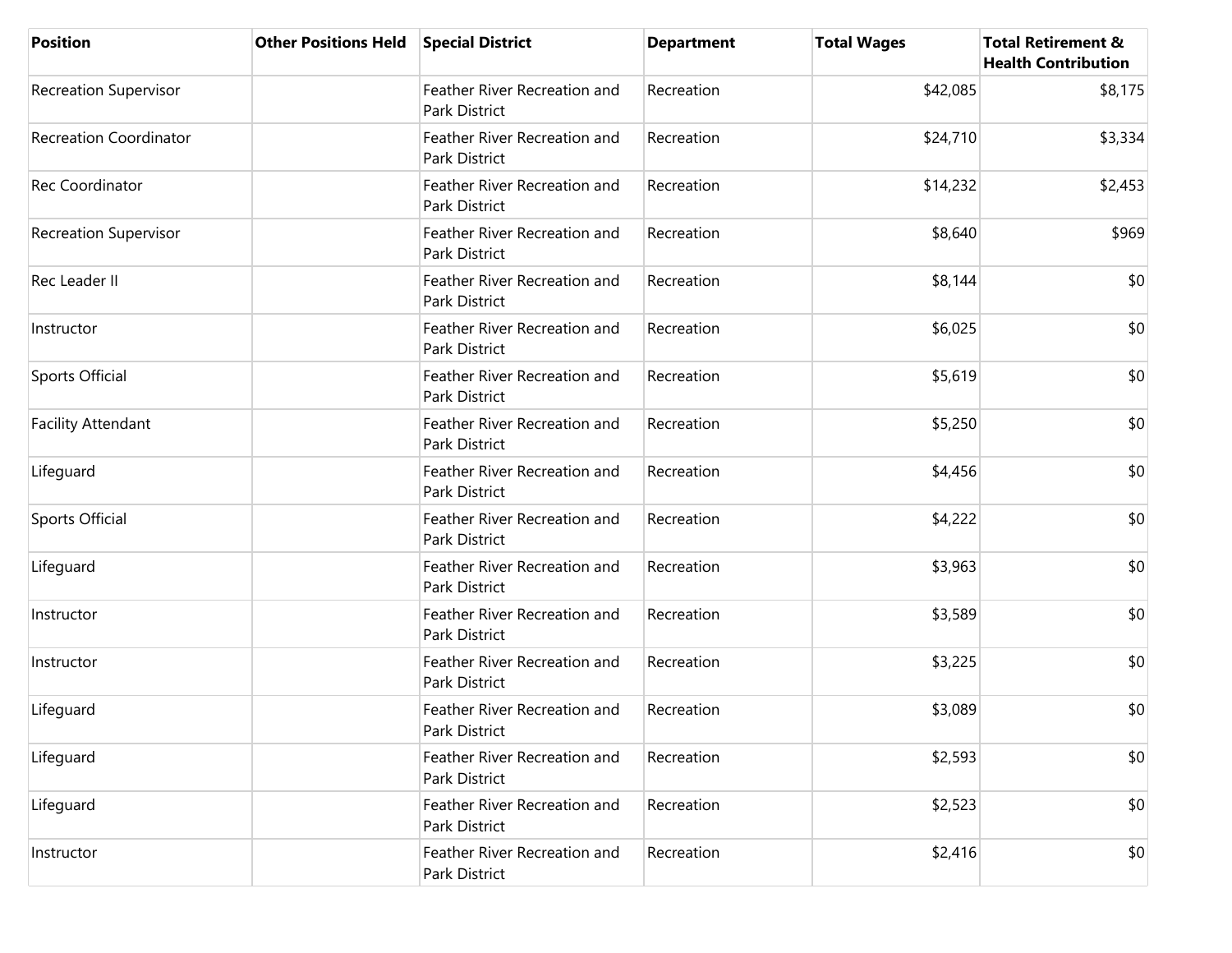| Position | Other Positions Held | Special District | Department | Total Wages | Total Retirement & Health Contribution |
|---|---|---|---|---|---|
| Recreation Supervisor | | Feather River Recreation and Park District | Recreation | $42,085 | $8,175 |
| Recreation Coordinator | | Feather River Recreation and Park District | Recreation | $24,710 | $3,334 |
| Rec Coordinator | | Feather River Recreation and Park District | Recreation | $14,232 | $2,453 |
| Recreation Supervisor | | Feather River Recreation and Park District | Recreation | $8,640 | $969 |
| Rec Leader II | | Feather River Recreation and Park District | Recreation | $8,144 | $0 |
| Instructor | | Feather River Recreation and Park District | Recreation | $6,025 | $0 |
| Sports Official | | Feather River Recreation and Park District | Recreation | $5,619 | $0 |
| Facility Attendant | | Feather River Recreation and Park District | Recreation | $5,250 | $0 |
| Lifeguard | | Feather River Recreation and Park District | Recreation | $4,456 | $0 |
| Sports Official | | Feather River Recreation and Park District | Recreation | $4,222 | $0 |
| Lifeguard | | Feather River Recreation and Park District | Recreation | $3,963 | $0 |
| Instructor | | Feather River Recreation and Park District | Recreation | $3,589 | $0 |
| Instructor | | Feather River Recreation and Park District | Recreation | $3,225 | $0 |
| Lifeguard | | Feather River Recreation and Park District | Recreation | $3,089 | $0 |
| Lifeguard | | Feather River Recreation and Park District | Recreation | $2,593 | $0 |
| Lifeguard | | Feather River Recreation and Park District | Recreation | $2,523 | $0 |
| Instructor | | Feather River Recreation and Park District | Recreation | $2,416 | $0 |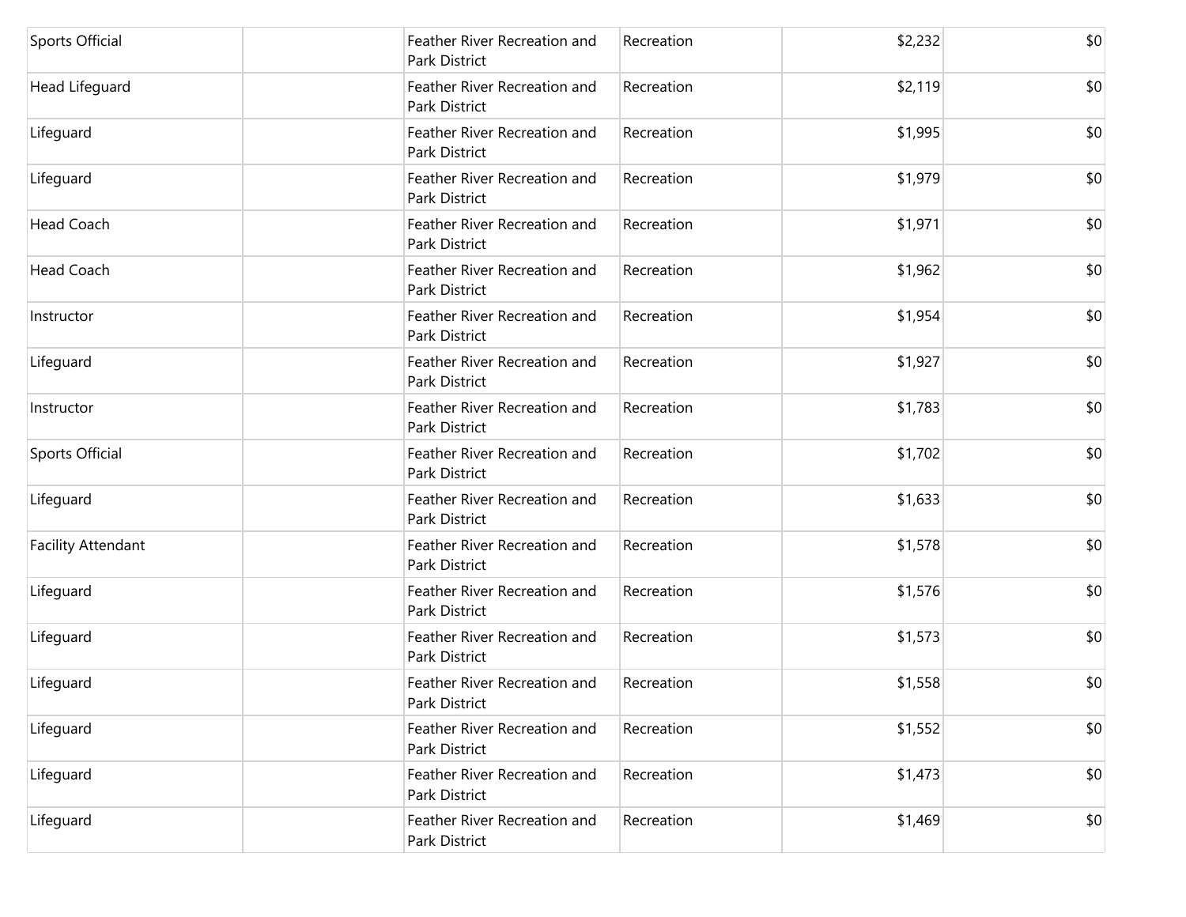| | | | | | |
|---|---|---|---|---|---|
| Sports Official | | Feather River Recreation and Park District | Recreation | $2,232 | $0 |
| Head Lifeguard | | Feather River Recreation and Park District | Recreation | $2,119 | $0 |
| Lifeguard | | Feather River Recreation and Park District | Recreation | $1,995 | $0 |
| Lifeguard | | Feather River Recreation and Park District | Recreation | $1,979 | $0 |
| Head Coach | | Feather River Recreation and Park District | Recreation | $1,971 | $0 |
| Head Coach | | Feather River Recreation and Park District | Recreation | $1,962 | $0 |
| Instructor | | Feather River Recreation and Park District | Recreation | $1,954 | $0 |
| Lifeguard | | Feather River Recreation and Park District | Recreation | $1,927 | $0 |
| Instructor | | Feather River Recreation and Park District | Recreation | $1,783 | $0 |
| Sports Official | | Feather River Recreation and Park District | Recreation | $1,702 | $0 |
| Lifeguard | | Feather River Recreation and Park District | Recreation | $1,633 | $0 |
| Facility Attendant | | Feather River Recreation and Park District | Recreation | $1,578 | $0 |
| Lifeguard | | Feather River Recreation and Park District | Recreation | $1,576 | $0 |
| Lifeguard | | Feather River Recreation and Park District | Recreation | $1,573 | $0 |
| Lifeguard | | Feather River Recreation and Park District | Recreation | $1,558 | $0 |
| Lifeguard | | Feather River Recreation and Park District | Recreation | $1,552 | $0 |
| Lifeguard | | Feather River Recreation and Park District | Recreation | $1,473 | $0 |
| Lifeguard | | Feather River Recreation and Park District | Recreation | $1,469 | $0 |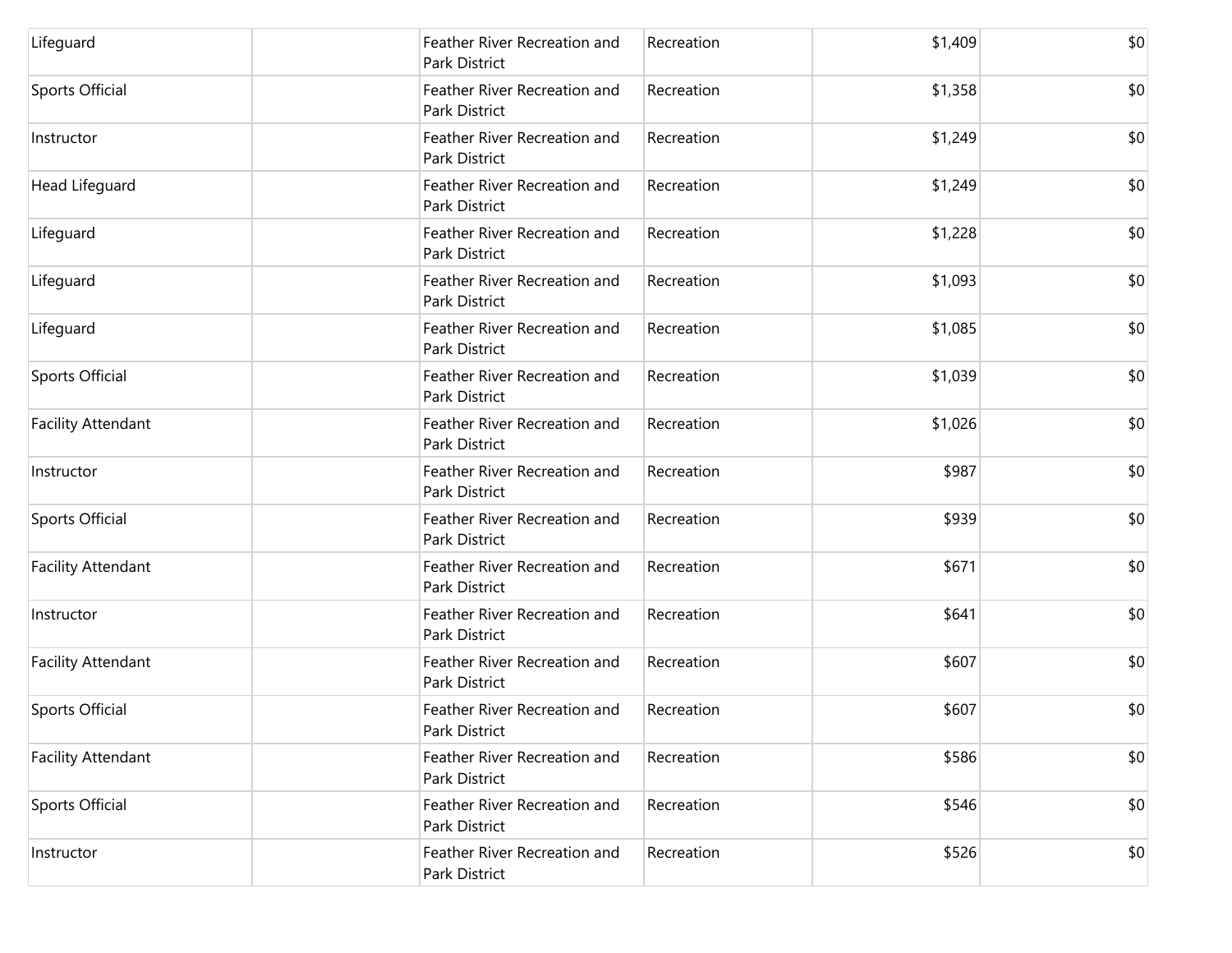| | | | | | |
|---|---|---|---|---|---|
| Lifeguard | | Feather River Recreation and Park District | Recreation | $1,409 | $0 |
| Sports Official | | Feather River Recreation and Park District | Recreation | $1,358 | $0 |
| Instructor | | Feather River Recreation and Park District | Recreation | $1,249 | $0 |
| Head Lifeguard | | Feather River Recreation and Park District | Recreation | $1,249 | $0 |
| Lifeguard | | Feather River Recreation and Park District | Recreation | $1,228 | $0 |
| Lifeguard | | Feather River Recreation and Park District | Recreation | $1,093 | $0 |
| Lifeguard | | Feather River Recreation and Park District | Recreation | $1,085 | $0 |
| Sports Official | | Feather River Recreation and Park District | Recreation | $1,039 | $0 |
| Facility Attendant | | Feather River Recreation and Park District | Recreation | $1,026 | $0 |
| Instructor | | Feather River Recreation and Park District | Recreation | $987 | $0 |
| Sports Official | | Feather River Recreation and Park District | Recreation | $939 | $0 |
| Facility Attendant | | Feather River Recreation and Park District | Recreation | $671 | $0 |
| Instructor | | Feather River Recreation and Park District | Recreation | $641 | $0 |
| Facility Attendant | | Feather River Recreation and Park District | Recreation | $607 | $0 |
| Sports Official | | Feather River Recreation and Park District | Recreation | $607 | $0 |
| Facility Attendant | | Feather River Recreation and Park District | Recreation | $586 | $0 |
| Sports Official | | Feather River Recreation and Park District | Recreation | $546 | $0 |
| Instructor | | Feather River Recreation and Park District | Recreation | $526 | $0 |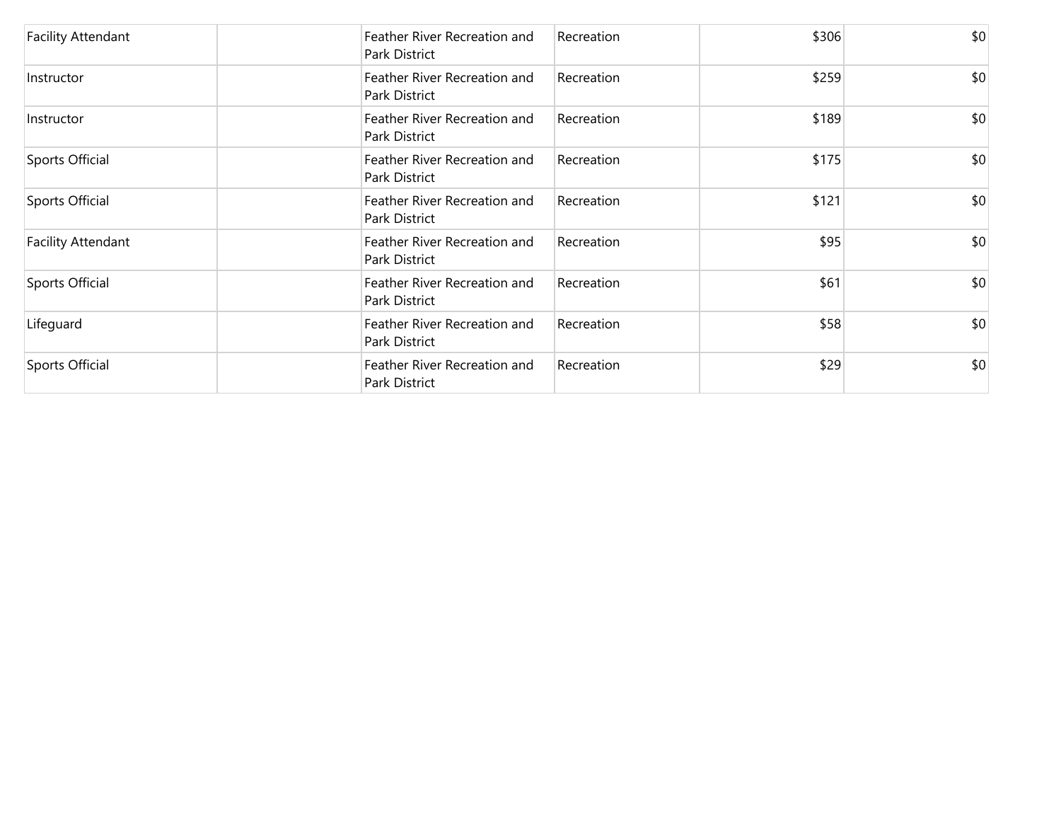| | | | | | |
|---|---|---|---|---|---|
| Facility Attendant | | Feather River Recreation and Park District | Recreation | $306 | $0 |
| Instructor | | Feather River Recreation and Park District | Recreation | $259 | $0 |
| Instructor | | Feather River Recreation and Park District | Recreation | $189 | $0 |
| Sports Official | | Feather River Recreation and Park District | Recreation | $175 | $0 |
| Sports Official | | Feather River Recreation and Park District | Recreation | $121 | $0 |
| Facility Attendant | | Feather River Recreation and Park District | Recreation | $95 | $0 |
| Sports Official | | Feather River Recreation and Park District | Recreation | $61 | $0 |
| Lifeguard | | Feather River Recreation and Park District | Recreation | $58 | $0 |
| Sports Official | | Feather River Recreation and Park District | Recreation | $29 | $0 |